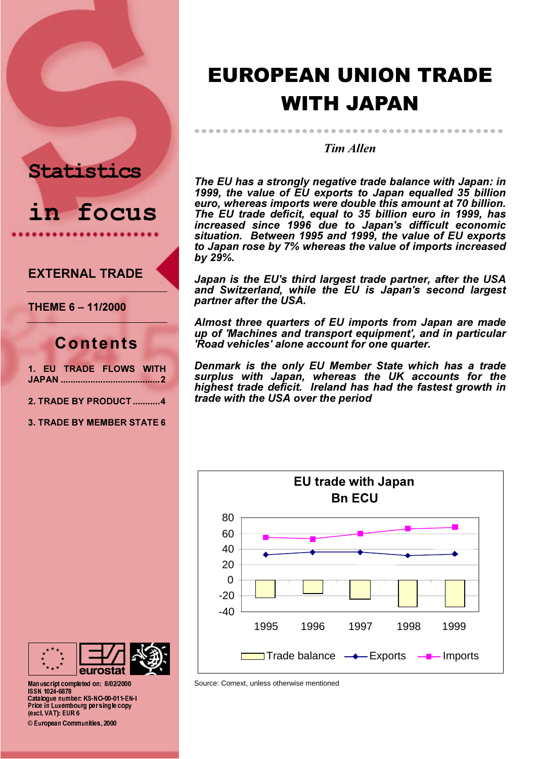Statistics in focus

EXTERNAL TRADE

THEME 6 – 11/2000

## Contents

1. EU TRADE FLOWS WITH JAPAN ........................................2

2. TRADE BY PRODUCT ...........4

3. TRADE BY MEMBER STATE 6

Manuscript completed on: 8/02/2000
ISSN 1024-6878
Catalogue number: KS-NO-00-011-EN-I
Price in Luxembourg per single copy (excl. VAT): EUR 6
© European Communities, 2000

# EUROPEAN UNION TRADE WITH JAPAN

*Tim Allen*

***The EU has a strongly negative trade balance with Japan: in 1999, the value of EU exports to Japan equalled 35 billion euro, whereas imports were double this amount at 70 billion. The EU trade deficit, equal to 35 billion euro in 1999, has increased since 1996 due to Japan's difficult economic situation. Between 1995 and 1999, the value of EU exports to Japan rose by 7% whereas the value of imports increased by 29%.***

***Japan is the EU's third largest trade partner, after the USA and Switzerland, while the EU is Japan's second largest partner after the USA.***

***Almost three quarters of EU imports from Japan are made up of 'Machines and transport equipment', and in particular 'Road vehicles' alone account for one quarter.***

***Denmark is the only EU Member State which has a trade surplus with Japan, whereas the UK accounts for the highest trade deficit. Ireland has had the fastest growth in trade with the USA over the period***

**EU trade with Japan**
**Bn ECU**

(Chart: Trade balance, Exports, Imports, 1995–1999; y-axis from -40 to 80)

Source: Comext, unless otherwise mentioned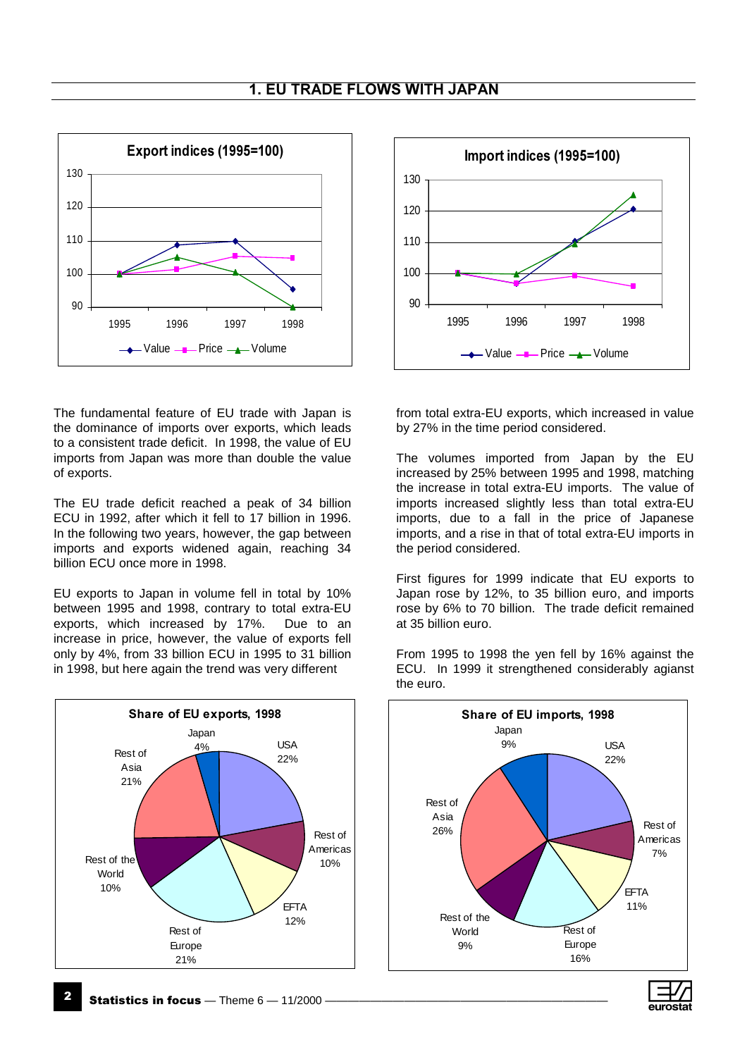## 1. EU TRADE FLOWS WITH JAPAN

The fundamental feature of EU trade with Japan is the dominance of imports over exports, which leads to a consistent trade deficit. In 1998, the value of EU imports from Japan was more than double the value of exports.

The EU trade deficit reached a peak of 34 billion ECU in 1992, after which it fell to 17 billion in 1996. In the following two years, however, the gap between imports and exports widened again, reaching 34 billion ECU once more in 1998.

EU exports to Japan in volume fell in total by 10% between 1995 and 1998, contrary to total extra-EU exports, which increased by 17%. Due to an increase in price, however, the value of exports fell only by 4%, from 33 billion ECU in 1995 to 31 billion in 1998, but here again the trend was very different from total extra-EU exports, which increased in value by 27% in the time period considered.

The volumes imported from Japan by the EU increased by 25% between 1995 and 1998, matching the increase in total extra-EU imports. The value of imports increased slightly less than total extra-EU imports, due to a fall in the price of Japanese imports, and a rise in that of total extra-EU imports in the period considered.

First figures for 1999 indicate that EU exports to Japan rose by 12%, to 35 billion euro, and imports rose by 6% to 70 billion. The trade deficit remained at 35 billion euro.

From 1995 to 1998 the yen fell by 16% against the ECU. In 1999 it strengthened considerably agianst the euro.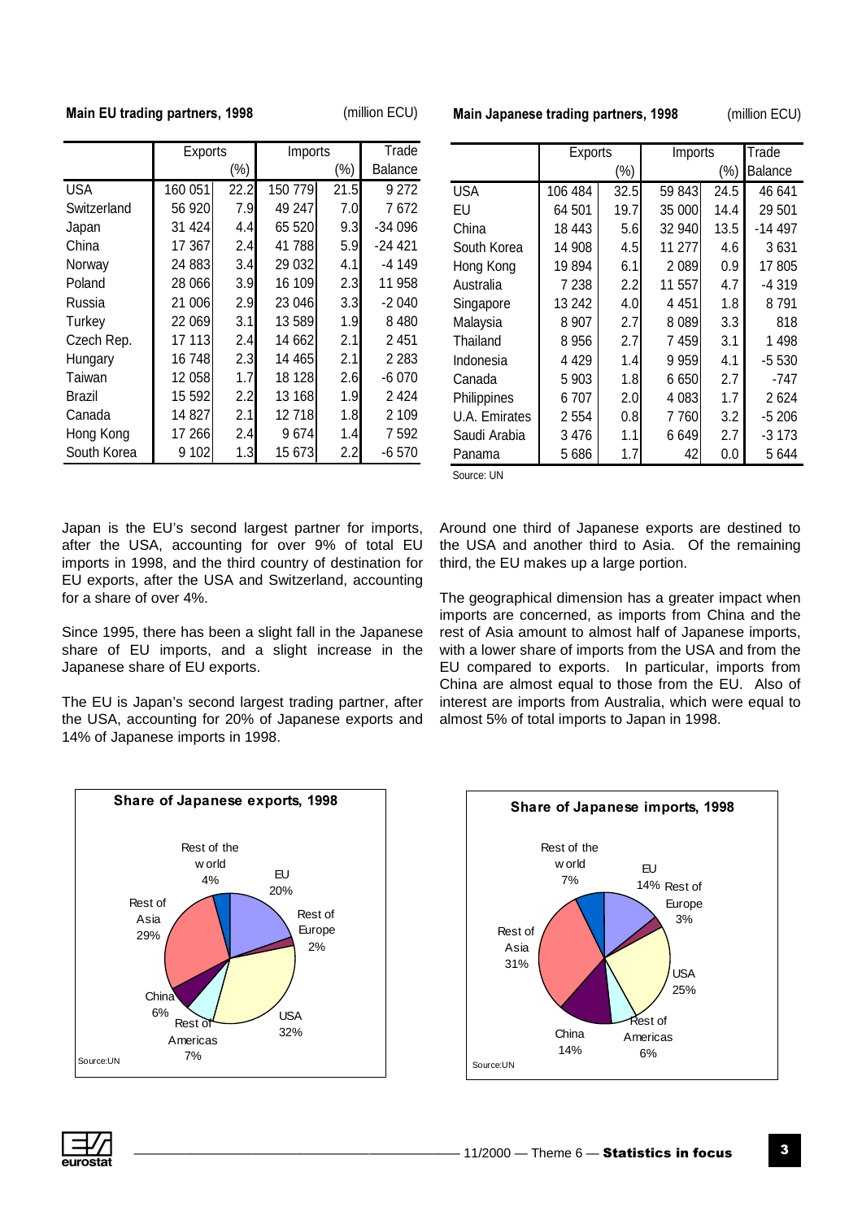**Main EU trading partners, 1998** (million ECU)

| | Exports | (%) | Imports | (%) | Trade Balance |
|---|---|---|---|---|---|
| USA | 160 051 | 22.2 | 150 779 | 21.5 | 9 272 |
| Switzerland | 56 920 | 7.9 | 49 247 | 7.0 | 7 672 |
| Japan | 31 424 | 4.4 | 65 520 | 9.3 | -34 096 |
| China | 17 367 | 2.4 | 41 788 | 5.9 | -24 421 |
| Norway | 24 883 | 3.4 | 29 032 | 4.1 | -4 149 |
| Poland | 28 066 | 3.9 | 16 109 | 2.3 | 11 958 |
| Russia | 21 006 | 2.9 | 23 046 | 3.3 | -2 040 |
| Turkey | 22 069 | 3.1 | 13 589 | 1.9 | 8 480 |
| Czech Rep. | 17 113 | 2.4 | 14 662 | 2.1 | 2 451 |
| Hungary | 16 748 | 2.3 | 14 465 | 2.1 | 2 283 |
| Taiwan | 12 058 | 1.7 | 18 128 | 2.6 | -6 070 |
| Brazil | 15 592 | 2.2 | 13 168 | 1.9 | 2 424 |
| Canada | 14 827 | 2.1 | 12 718 | 1.8 | 2 109 |
| Hong Kong | 17 266 | 2.4 | 9 674 | 1.4 | 7 592 |
| South Korea | 9 102 | 1.3 | 15 673 | 2.2 | -6 570 |

**Main Japanese trading partners, 1998** (million ECU)

| | Exports | (%) | Imports | (%) | Trade Balance |
|---|---|---|---|---|---|
| USA | 106 484 | 32.5 | 59 843 | 24.5 | 46 641 |
| EU | 64 501 | 19.7 | 35 000 | 14.4 | 29 501 |
| China | 18 443 | 5.6 | 32 940 | 13.5 | -14 497 |
| South Korea | 14 908 | 4.5 | 11 277 | 4.6 | 3 631 |
| Hong Kong | 19 894 | 6.1 | 2 089 | 0.9 | 17 805 |
| Australia | 7 238 | 2.2 | 11 557 | 4.7 | -4 319 |
| Singapore | 13 242 | 4.0 | 4 451 | 1.8 | 8 791 |
| Malaysia | 8 907 | 2.7 | 8 089 | 3.3 | 818 |
| Thailand | 8 956 | 2.7 | 7 459 | 3.1 | 1 498 |
| Indonesia | 4 429 | 1.4 | 9 959 | 4.1 | -5 530 |
| Canada | 5 903 | 1.8 | 6 650 | 2.7 | -747 |
| Philippines | 6 707 | 2.0 | 4 083 | 1.7 | 2 624 |
| U.A. Emirates | 2 554 | 0.8 | 7 760 | 3.2 | -5 206 |
| Saudi Arabia | 3 476 | 1.1 | 6 649 | 2.7 | -3 173 |
| Panama | 5 686 | 1.7 | 42 | 0.0 | 5 644 |

Source: UN

Japan is the EU's second largest partner for imports, after the USA, accounting for over 9% of total EU imports in 1998, and the third country of destination for EU exports, after the USA and Switzerland, accounting for a share of over 4%.

Since 1995, there has been a slight fall in the Japanese share of EU imports, and a slight increase in the Japanese share of EU exports.

The EU is Japan's second largest trading partner, after the USA, accounting for 20% of Japanese exports and 14% of Japanese imports in 1998.

Around one third of Japanese exports are destined to the USA and another third to Asia. Of the remaining third, the EU makes up a large portion.

The geographical dimension has a greater impact when imports are concerned, as imports from China and the rest of Asia amount to almost half of Japanese imports, with a lower share of imports from the USA and from the EU compared to exports. In particular, imports from China are almost equal to those from the EU. Also of interest are imports from Australia, which were equal to almost 5% of total imports to Japan in 1998.

**Share of Japanese exports, 1998**

| | Share |
|---|---|
| EU | 20% |
| Rest of Europe | 2% |
| USA | 32% |
| Rest of Americas | 7% |
| China | 6% |
| Rest of Asia | 29% |
| Rest of the world | 4% |

Source: UN

**Share of Japanese imports, 1998**

| | Share |
|---|---|
| EU | 14% |
| Rest of Europe | 3% |
| USA | 25% |
| Rest of Americas | 6% |
| China | 14% |
| Rest of Asia | 31% |
| Rest of the world | 7% |

Source: UN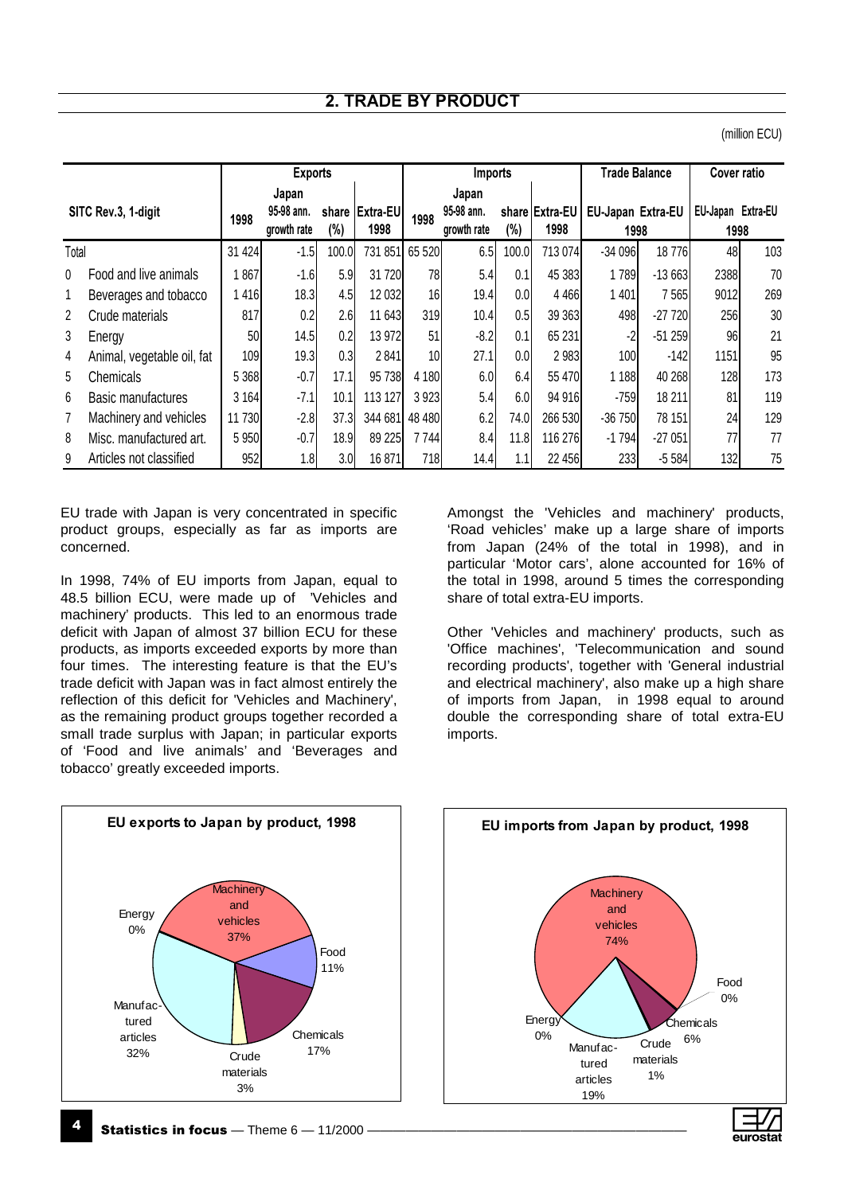## 2. TRADE BY PRODUCT

(million ECU)

| SITC Rev.3, 1-digit | | Exports | | | | Imports | | | | Trade Balance | | Cover ratio | |
|---|---|---|---|---|---|---|---|---|---|---|---|---|---|
| | | Japan | | | | Japan | | | | | | | |
| | | 1998 | 95-98 ann. growth rate | share (%) | Extra-EU 1998 | 1998 | 95-98 ann. growth rate | share (%) | Extra-EU 1998 | EU-Japan 1998 | Extra-EU 1998 | EU-Japan 1998 | Extra-EU 1998 |
| Total | | 31 424 | -1.5 | 100.0 | 731 851 | 65 520 | 6.5 | 100.0 | 713 074 | -34 096 | 18 776 | 48 | 103 |
| 0 | Food and live animals | 1 867 | -1.6 | 5.9 | 31 720 | 78 | 5.4 | 0.1 | 45 383 | 1 789 | -13 663 | 2388 | 70 |
| 1 | Beverages and tobacco | 1 416 | 18.3 | 4.5 | 12 032 | 16 | 19.4 | 0.0 | 4 466 | 1 401 | 7 565 | 9012 | 269 |
| 2 | Crude materials | 817 | 0.2 | 2.6 | 11 643 | 319 | 10.4 | 0.5 | 39 363 | 498 | -27 720 | 256 | 30 |
| 3 | Energy | 50 | 14.5 | 0.2 | 13 972 | 51 | -8.2 | 0.1 | 65 231 | -2 | -51 259 | 96 | 21 |
| 4 | Animal, vegetable oil, fat | 109 | 19.3 | 0.3 | 2 841 | 10 | 27.1 | 0.0 | 2 983 | 100 | -142 | 1151 | 95 |
| 5 | Chemicals | 5 368 | -0.7 | 17.1 | 95 738 | 4 180 | 6.0 | 6.4 | 55 470 | 1 188 | 40 268 | 128 | 173 |
| 6 | Basic manufactures | 3 164 | -7.1 | 10.1 | 113 127 | 3 923 | 5.4 | 6.0 | 94 916 | -759 | 18 211 | 81 | 119 |
| 7 | Machinery and vehicles | 11 730 | -2.8 | 37.3 | 344 681 | 48 480 | 6.2 | 74.0 | 266 530 | -36 750 | 78 151 | 24 | 129 |
| 8 | Misc. manufactured art. | 5 950 | -0.7 | 18.9 | 89 225 | 7 744 | 8.4 | 11.8 | 116 276 | -1 794 | -27 051 | 77 | 77 |
| 9 | Articles not classified | 952 | 1.8 | 3.0 | 16 871 | 718 | 14.4 | 1.1 | 22 456 | 233 | -5 584 | 132 | 75 |

EU trade with Japan is very concentrated in specific product groups, especially as far as imports are concerned.

In 1998, 74% of EU imports from Japan, equal to 48.5 billion ECU, were made up of 'Vehicles and machinery' products. This led to an enormous trade deficit with Japan of almost 37 billion ECU for these products, as imports exceeded exports by more than four times. The interesting feature is that the EU's trade deficit with Japan was in fact almost entirely the reflection of this deficit for 'Vehicles and Machinery', as the remaining product groups together recorded a small trade surplus with Japan; in particular exports of 'Food and live animals' and 'Beverages and tobacco' greatly exceeded imports.

Amongst the 'Vehicles and machinery' products, 'Road vehicles' make up a large share of imports from Japan (24% of the total in 1998), and in particular 'Motor cars', alone accounted for 16% of the total in 1998, around 5 times the corresponding share of total extra-EU imports.

Other 'Vehicles and machinery' products, such as 'Office machines', 'Telecommunication and sound recording products', together with 'General industrial and electrical machinery', also make up a high share of imports from Japan, in 1998 equal to around double the corresponding share of total extra-EU imports.

**EU exports to Japan by product, 1998**

Machinery and vehicles 37%; Food 11%; Chemicals 17%; Crude materials 3%; Manufactured articles 32%; Energy 0%

**EU imports from Japan by product, 1998**

Machinery and vehicles 74%; Food 0%; Chemicals 6%; Crude materials 1%; Manufactured articles 19%; Energy 0%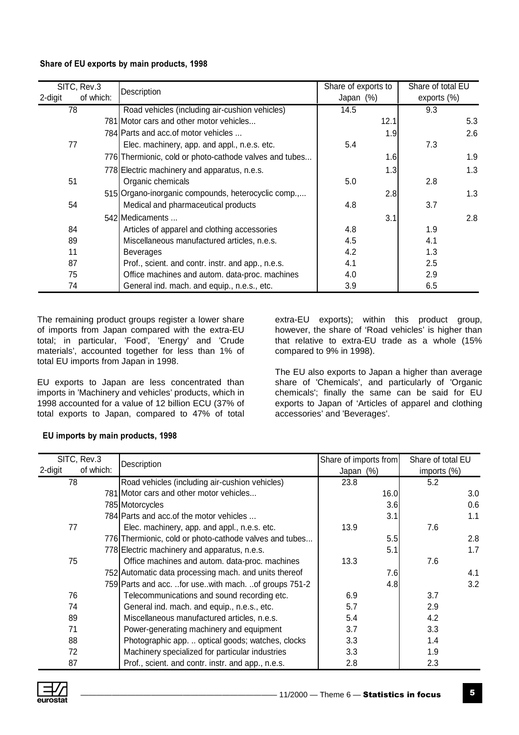**Share of EU exports by main products, 1998**

| SITC, Rev.3 2-digit | of which: | Description | Share of exports to Japan (%) | | Share of total EU exports (%) | |
|---|---|---|---|---|---|---|
| 78 | | Road vehicles (including air-cushion vehicles) | 14.5 | | 9.3 | |
| | 781 | Motor cars and other motor vehicles... | | 12.1 | | 5.3 |
| | 784 | Parts and acc.of motor vehicles ... | | 1.9 | | 2.6 |
| 77 | | Elec. machinery, app. and appl., n.e.s. etc. | 5.4 | | 7.3 | |
| | 776 | Thermionic, cold or photo-cathode valves and tubes... | | 1.6 | | 1.9 |
| | 778 | Electric machinery and apparatus, n.e.s. | | 1.3 | | 1.3 |
| 51 | | Organic chemicals | 5.0 | | 2.8 | |
| | 515 | Organo-inorganic compounds, heterocyclic comp.,... | | 2.8 | | 1.3 |
| 54 | | Medical and pharmaceutical products | 4.8 | | 3.7 | |
| | 542 | Medicaments ... | | 3.1 | | 2.8 |
| 84 | | Articles of apparel and clothing accessories | 4.8 | | 1.9 | |
| 89 | | Miscellaneous manufactured articles, n.e.s. | 4.5 | | 4.1 | |
| 11 | | Beverages | 4.2 | | 1.3 | |
| 87 | | Prof., scient. and contr. instr. and app., n.e.s. | 4.1 | | 2.5 | |
| 75 | | Office machines and autom. data-proc. machines | 4.0 | | 2.9 | |
| 74 | | General ind. mach. and equip., n.e.s., etc. | 3.9 | | 6.5 | |

The remaining product groups register a lower share of imports from Japan compared with the extra-EU total; in particular, 'Food', 'Energy' and 'Crude materials', accounted together for less than 1% of total EU imports from Japan in 1998.

EU exports to Japan are less concentrated than imports in 'Machinery and vehicles' products, which in 1998 accounted for a value of 12 billion ECU (37% of total exports to Japan, compared to 47% of total extra-EU exports); within this product group, however, the share of 'Road vehicles' is higher than that relative to extra-EU trade as a whole (15% compared to 9% in 1998).

The EU also exports to Japan a higher than average share of 'Chemicals', and particularly of 'Organic chemicals'; finally the same can be said for EU exports to Japan of 'Articles of apparel and clothing accessories' and 'Beverages'.

**EU imports by main products, 1998**

| SITC, Rev.3 2-digit | of which: | Description | Share of imports from Japan (%) | | Share of total EU imports (%) | |
|---|---|---|---|---|---|---|
| 78 | | Road vehicles (including air-cushion vehicles) | 23.8 | | 5.2 | |
| | 781 | Motor cars and other motor vehicles... | | 16.0 | | 3.0 |
| | 785 | Motorcycles | | 3.6 | | 0.6 |
| | 784 | Parts and acc.of the motor vehicles ... | | 3.1 | | 1.1 |
| 77 | | Elec. machinery, app. and appl., n.e.s. etc. | 13.9 | | 7.6 | |
| | 776 | Thermionic, cold or photo-cathode valves and tubes... | | 5.5 | | 2.8 |
| | 778 | Electric machinery and apparatus, n.e.s. | | 5.1 | | 1.7 |
| 75 | | Office machines and autom. data-proc. machines | 13.3 | | 7.6 | |
| | 752 | Automatic data processing mach. and units thereof | | 7.6 | | 4.1 |
| | 759 | Parts and acc. ..for use..with mach. ..of groups 751-2 | | 4.8 | | 3.2 |
| 76 | | Telecommunications and sound recording etc. | 6.9 | | 3.7 | |
| 74 | | General ind. mach. and equip., n.e.s., etc. | 5.7 | | 2.9 | |
| 89 | | Miscellaneous manufactured articles, n.e.s. | 5.4 | | 4.2 | |
| 71 | | Power-generating machinery and equipment | 3.7 | | 3.3 | |
| 88 | | Photographic app. .. optical goods; watches, clocks | 3.3 | | 1.4 | |
| 72 | | Machinery specialized for particular industries | 3.3 | | 1.9 | |
| 87 | | Prof., scient. and contr. instr. and app., n.e.s. | 2.8 | | 2.3 | |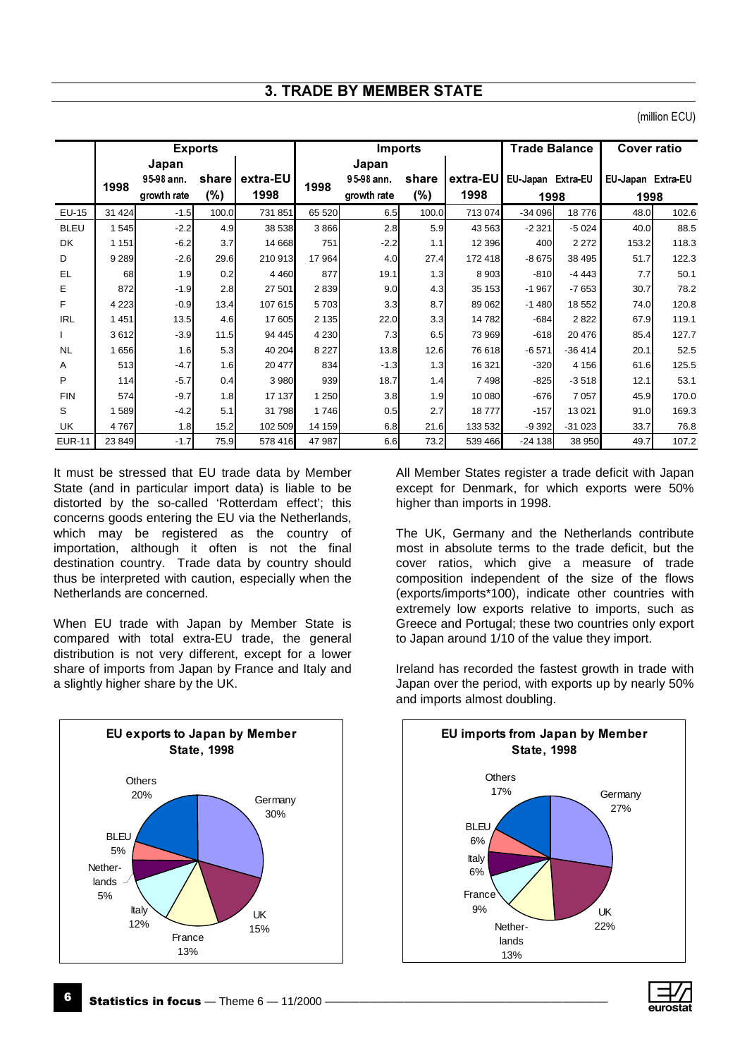## 3. TRADE BY MEMBER STATE

(million ECU)

| | Exports | | | | Imports | | | | Trade Balance | | Cover ratio | |
|---|---|---|---|---|---|---|---|---|---|---|---|---|
| | Japan | | | | Japan | | | | | | | |
| | 1998 | 95-98 ann. growth rate | share (%) | extra-EU 1998 | 1998 | 95-98 ann. growth rate | share (%) | extra-EU 1998 | EU-Japan 1998 | Extra-EU 1998 | EU-Japan 1998 | Extra-EU 1998 |
| EU-15 | 31 424 | -1.5 | 100.0 | 731 851 | 65 520 | 6.5 | 100.0 | 713 074 | -34 096 | 18 776 | 48.0 | 102.6 |
| BLEU | 1 545 | -2.2 | 4.9 | 38 538 | 3 866 | 2.8 | 5.9 | 43 563 | -2 321 | -5 024 | 40.0 | 88.5 |
| DK | 1 151 | -6.2 | 3.7 | 14 668 | 751 | -2.2 | 1.1 | 12 396 | 400 | 2 272 | 153.2 | 118.3 |
| D | 9 289 | -2.6 | 29.6 | 210 913 | 17 964 | 4.0 | 27.4 | 172 418 | -8 675 | 38 495 | 51.7 | 122.3 |
| EL | 68 | 1.9 | 0.2 | 4 460 | 877 | 19.1 | 1.3 | 8 903 | -810 | -4 443 | 7.7 | 50.1 |
| E | 872 | -1.9 | 2.8 | 27 501 | 2 839 | 9.0 | 4.3 | 35 153 | -1 967 | -7 653 | 30.7 | 78.2 |
| F | 4 223 | -0.9 | 13.4 | 107 615 | 5 703 | 3.3 | 8.7 | 89 062 | -1 480 | 18 552 | 74.0 | 120.8 |
| IRL | 1 451 | 13.5 | 4.6 | 17 605 | 2 135 | 22.0 | 3.3 | 14 782 | -684 | 2 822 | 67.9 | 119.1 |
| I | 3 612 | -3.9 | 11.5 | 94 445 | 4 230 | 7.3 | 6.5 | 73 969 | -618 | 20 476 | 85.4 | 127.7 |
| NL | 1 656 | 1.6 | 5.3 | 40 204 | 8 227 | 13.8 | 12.6 | 76 618 | -6 571 | -36 414 | 20.1 | 52.5 |
| A | 513 | -4.7 | 1.6 | 20 477 | 834 | -1.3 | 1.3 | 16 321 | -320 | 4 156 | 61.6 | 125.5 |
| P | 114 | -5.7 | 0.4 | 3 980 | 939 | 18.7 | 1.4 | 7 498 | -825 | -3 518 | 12.1 | 53.1 |
| FIN | 574 | -9.7 | 1.8 | 17 137 | 1 250 | 3.8 | 1.9 | 10 080 | -676 | 7 057 | 45.9 | 170.0 |
| S | 1 589 | -4.2 | 5.1 | 31 798 | 1 746 | 0.5 | 2.7 | 18 777 | -157 | 13 021 | 91.0 | 169.3 |
| UK | 4 767 | 1.8 | 15.2 | 102 509 | 14 159 | 6.8 | 21.6 | 133 532 | -9 392 | -31 023 | 33.7 | 76.8 |
| EUR-11 | 23 849 | -1.7 | 75.9 | 578 416 | 47 987 | 6.6 | 73.2 | 539 466 | -24 138 | 38 950 | 49.7 | 107.2 |

It must be stressed that EU trade data by Member State (and in particular import data) is liable to be distorted by the so-called 'Rotterdam effect'; this concerns goods entering the EU via the Netherlands, which may be registered as the country of importation, although it often is not the final destination country. Trade data by country should thus be interpreted with caution, especially when the Netherlands are concerned.

When EU trade with Japan by Member State is compared with total extra-EU trade, the general distribution is not very different, except for a lower share of imports from Japan by France and Italy and a slightly higher share by the UK.

All Member States register a trade deficit with Japan except for Denmark, for which exports were 50% higher than imports in 1998.

The UK, Germany and the Netherlands contribute most in absolute terms to the trade deficit, but the cover ratios, which give a measure of trade composition independent of the size of the flows (exports/imports*100), indicate other countries with extremely low exports relative to imports, such as Greece and Portugal; these two countries only export to Japan around 1/10 of the value they import.

Ireland has recorded the fastest growth in trade with Japan over the period, with exports up by nearly 50% and imports almost doubling.

**EU exports to Japan by Member State, 1998**

| Member State | Share |
|---|---|
| Germany | 30% |
| UK | 15% |
| France | 13% |
| Italy | 12% |
| Netherlands | 5% |
| BLEU | 5% |
| Others | 20% |

**EU imports from Japan by Member State, 1998**

| Member State | Share |
|---|---|
| Germany | 27% |
| UK | 22% |
| Netherlands | 13% |
| France | 9% |
| Italy | 6% |
| BLEU | 6% |
| Others | 17% |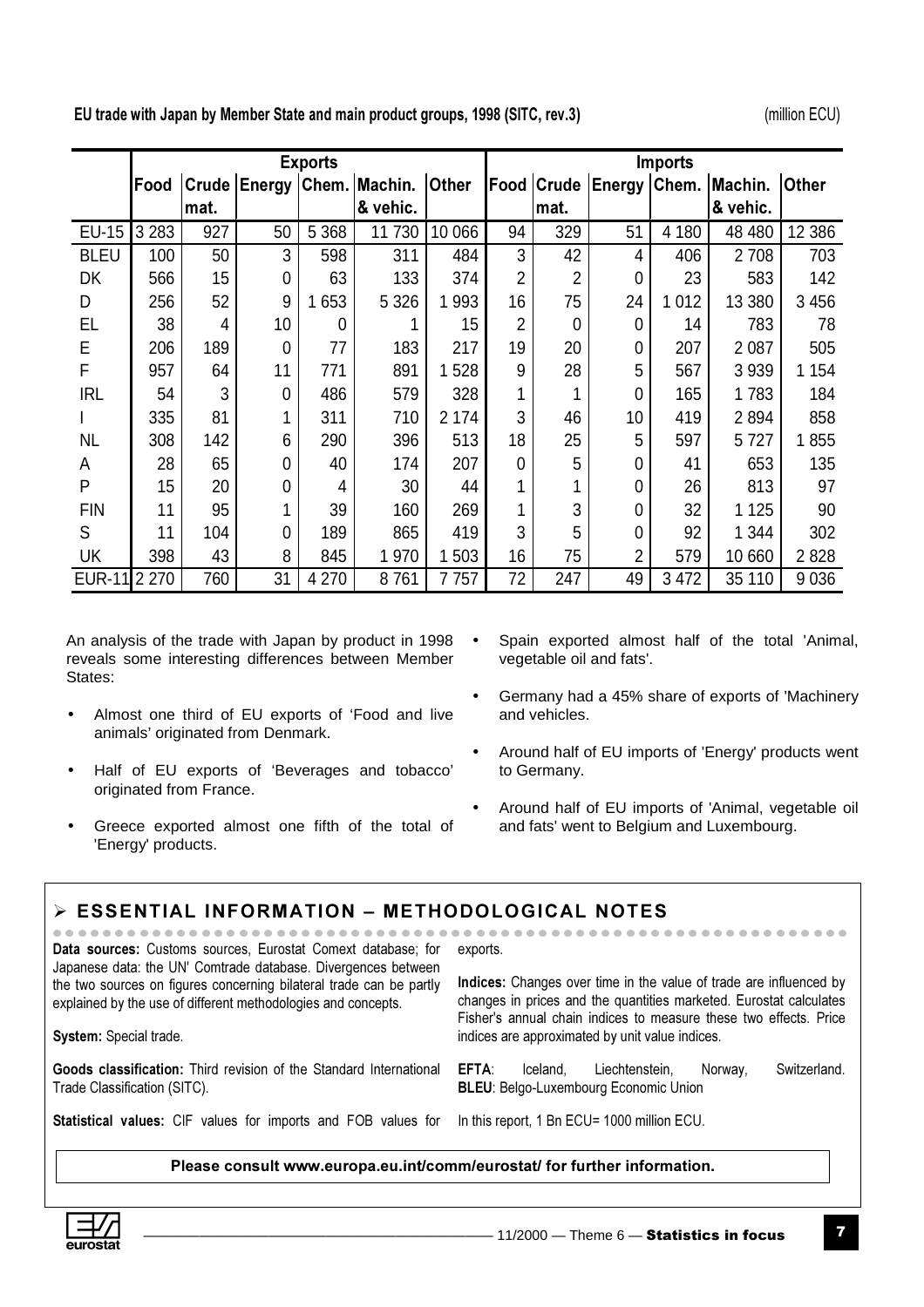**EU trade with Japan by Member State and main product groups, 1998 (SITC, rev.3)** (million ECU)

| | Exports | | | | | | Imports | | | | | |
|---|---|---|---|---|---|---|---|---|---|---|---|---|
| | Food | Crude mat. | Energy | Chem. | Machin. & vehic. | Other | Food | Crude mat. | Energy | Chem. | Machin. & vehic. | Other |
| EU-15 | 3 283 | 927 | 50 | 5 368 | 11 730 | 10 066 | 94 | 329 | 51 | 4 180 | 48 480 | 12 386 |
| BLEU | 100 | 50 | 3 | 598 | 311 | 484 | 3 | 42 | 4 | 406 | 2 708 | 703 |
| DK | 566 | 15 | 0 | 63 | 133 | 374 | 2 | 2 | 0 | 23 | 583 | 142 |
| D | 256 | 52 | 9 | 1 653 | 5 326 | 1 993 | 16 | 75 | 24 | 1 012 | 13 380 | 3 456 |
| EL | 38 | 4 | 10 | 0 | 1 | 15 | 2 | 0 | 0 | 14 | 783 | 78 |
| E | 206 | 189 | 0 | 77 | 183 | 217 | 19 | 20 | 0 | 207 | 2 087 | 505 |
| F | 957 | 64 | 11 | 771 | 891 | 1 528 | 9 | 28 | 5 | 567 | 3 939 | 1 154 |
| IRL | 54 | 3 | 0 | 486 | 579 | 328 | 1 | 1 | 0 | 165 | 1 783 | 184 |
| I | 335 | 81 | 1 | 311 | 710 | 2 174 | 3 | 46 | 10 | 419 | 2 894 | 858 |
| NL | 308 | 142 | 6 | 290 | 396 | 513 | 18 | 25 | 5 | 597 | 5 727 | 1 855 |
| A | 28 | 65 | 0 | 40 | 174 | 207 | 0 | 5 | 0 | 41 | 653 | 135 |
| P | 15 | 20 | 0 | 4 | 30 | 44 | 1 | 1 | 0 | 26 | 813 | 97 |
| FIN | 11 | 95 | 1 | 39 | 160 | 269 | 1 | 3 | 0 | 32 | 1 125 | 90 |
| S | 11 | 104 | 0 | 189 | 865 | 419 | 3 | 5 | 0 | 92 | 1 344 | 302 |
| UK | 398 | 43 | 8 | 845 | 1 970 | 1 503 | 16 | 75 | 2 | 579 | 10 660 | 2 828 |
| EUR-11 | 2 270 | 760 | 31 | 4 270 | 8 761 | 7 757 | 72 | 247 | 49 | 3 472 | 35 110 | 9 036 |

An analysis of the trade with Japan by product in 1998 reveals some interesting differences between Member States:

- Almost one third of EU exports of 'Food and live animals' originated from Denmark.
- Half of EU exports of 'Beverages and tobacco' originated from France.
- Greece exported almost one fifth of the total of 'Energy' products.
- Spain exported almost half of the total 'Animal, vegetable oil and fats'.
- Germany had a 45% share of exports of 'Machinery and vehicles.
- Around half of EU imports of 'Energy' products went to Germany.
- Around half of EU imports of 'Animal, vegetable oil and fats' went to Belgium and Luxembourg.

## ➢ ESSENTIAL INFORMATION – METHODOLOGICAL NOTES

**Data sources:** Customs sources, Eurostat Comext database; for Japanese data: the UN' Comtrade database. Divergences between the two sources on figures concerning bilateral trade can be partly explained by the use of different methodologies and concepts.

**System:** Special trade.

**Goods classification:** Third revision of the Standard International Trade Classification (SITC).

**Statistical values:** CIF values for imports and FOB values for exports.

**Indices:** Changes over time in the value of trade are influenced by changes in prices and the quantities marketed. Eurostat calculates Fisher's annual chain indices to measure these two effects. Price indices are approximated by unit value indices.

**EFTA**: Iceland, Liechtenstein, Norway, Switzerland.
**BLEU**: Belgo-Luxembourg Economic Union

In this report, 1 Bn ECU= 1000 million ECU.

**Please consult www.europa.eu.int/comm/eurostat/ for further information.**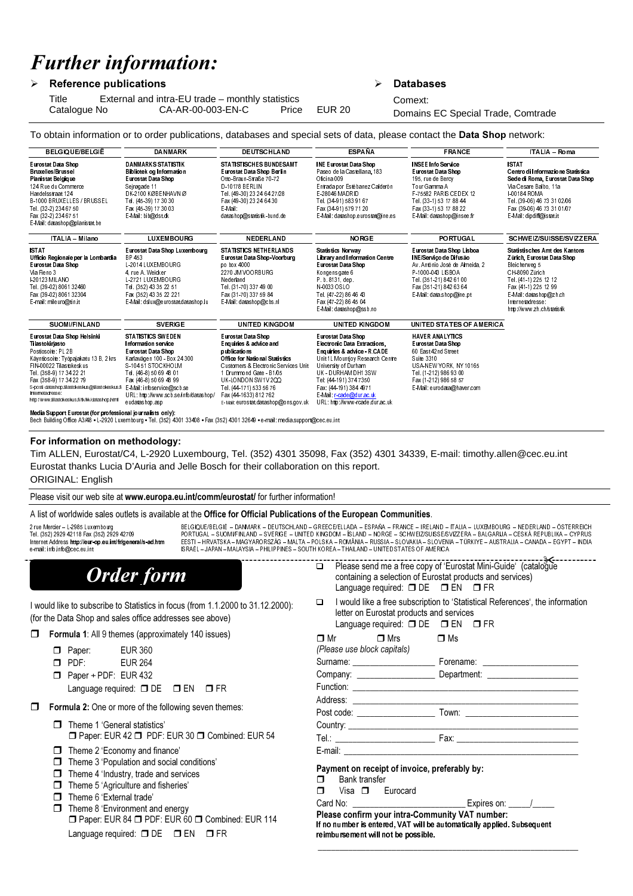# *Further information:*

- **Reference publications**

| Title | External and intra-EU trade – monthly statistics | | |
|---|---|---|---|
| Catalogue No | CA-AR-00-003-EN-C | Price | EUR 20 |

- **Databases**

Comext:

Domains EC Special Trade, Comtrade

To obtain information or to order publications, databases and special sets of data, please contact the **Data Shop** network:

| BELGIQUE/BELGIË | DANMARK | DEUTSCHLAND | ESPAÑA | FRANCE | ITALIA – Roma |
|---|---|---|---|---|---|
| **Eurostat Data Shop Bruxelles/Brussel Planistat Belgique** 124 Rue du Commerce Handelsstraat 124 B-1000 BRUXELLES / BRUSSEL Tel. (32-2) 234 67 50 Fax (32-2) 234 67 51 E-Mail: datashop@planistat.be | **DANMARKS STATISTIK Bibliotek og Information Eurostat Data Shop** Sejrøgade 11 DK-2100 KØBENHAVN Ø Tel. (45-39) 17 30 30 Fax (45-39) 17 30 03 E-Mail: bib@dst.dk | **STATISTISCHES BUNDESAMT Eurostat Data Shop Berlin** Otto-Braun-Straße 70-72 D-10178 BERLIN Tel. (49-30) 23 24 64 27/28 Fax (49-30) 23 24 64 30 E-Mail: datashop@statistik-bund.de | **INE Eurostat Data Shop** Paseo de la Castellana, 183 Oficina 009 Entrada por Estébanez Calderón E-28046 MADRID Tel. (34-91) 583 91 67 Fax (34-91) 579 71 20 E-Mail: datashop.eurostat@ine.es | **INSEE Info Service Eurostat Data Shop** 195, rue de Bercy Tour Gamma A F-75582 PARIS CEDEX 12 Tel. (33-1) 53 17 88 44 Fax (33-1) 53 17 88 22 E-Mail: datashop@insee.fr | **ISTAT Centro di Informazione Statistica Sede di Roma, Eurostat Data Shop** Via Cesare Balbo, 11a I-00184 ROMA Tel. (39-06) 46 73 31 02/06 Fax (39-06) 46 73 31 01/07 E-Mail: dipdiff@istat.it |
| **ITALIA – Milano** | **LUXEMBOURG** | **NEDERLAND** | **NORGE** | **PORTUGAL** | **SCHWEIZ/SUISSE/SVIZZERA** |
| **ISTAT Ufficio Regionale per la Lombardia Eurostat Data Shop** Via Fieno 3 I-20123 MILANO Tel. (39-02) 8061 32460 Fax (39-02) 8061 32304 E-mail: mileuro@tin.it | **Eurostat Data Shop Luxembourg** BP 453 L-2014 LUXEMBOURG 4, rue A. Weicker L-2721 LUXEMBOURG Tel. (352) 43 35 22 51 Fax (352) 43 35 22 221 E-Mail: dslux@eurostat.datashop.lu | **STATISTICS NETHERLANDS Eurostat Data Shop-Voorburg** po box 4000 2270 JM VOORBURG Nederland Tel. (31-70) 337 49 00 Fax (31-70) 337 59 84 E-Mail: datashop@cbs.nl | **Statistics Norway Library and Information Centre Eurostat Data Shop** Kongens gate 6 P. b. 8131, dep. N-0033 OSLO Tel. (47-22) 86 46 43 Fax (47-22) 86 45 04 E-Mail: datashop@ssb.no | **Eurostat Data Shop Lisboa INE/Serviço de Difusão** Av. António José de Almeida, 2 P-1000-043 LISBOA Tel. (351-21) 842 61 00 Fax (351-21) 842 63 64 E-Mail: data.shop@ine.pt | **Statistisches Amt des Kantons Zürich, Eurostat Data Shop** Bleicherweg 5 CH-8090 Zürich Tel. (41-1) 225 12 12 Fax (41-1) 225 12 99 E-Mail: datashop@zh.ch Internetadresse: http://www.zh.ch/statistik |
| **SUOMI/FINLAND** | **SVERIGE** | **UNITED KINGDOM** | **UNITED KINGDOM** | **UNITED STATES OF AMERICA** | |
| **Eurostat Data Shop Helsinki Tilastokirjasto** Postiosoite: PL 2B Käyntiosoite: Työpajakatu 13 B, 2 krs FIN-00022 Tilastokeskus Tel. (358-9) 17 34 22 21 Fax (358-9) 17 34 22 79 S-posti: datashop.tilastokeskus@tilastokeskus.fi Internetadresse: http://www.tilastokeskus.fi/tk/kk/datashop.html | **STATISTICS SWEDEN Information service Eurostat Data Shop** Karlavägen 100 - Box 24 300 S-104 51 STOCKHOLM Tel. (46-8) 50 69 48 01 Fax (46-8) 50 69 48 99 E-Mail: infoservice@scb.se URL: http://www.scb.se/info/datashop/eudatashop.asp | **Eurostat Data Shop Enquiries & advice and publications Office for National Statistics** Customers & Electronic Services Unit 1 Drummond Gate - B1/05 UK-LONDON SW1V 2QQ Tel. (44-171) 533 56 76 Fax (44-1633) 812 762 E-Mail: eurostat.datashop@ons.gov.uk | **Eurostat Data Shop Electronic Data Extractions, Enquiries & advice - R.CADE** Unit 1L Mountjoy Research Centre University of Durham UK - DURHAM DH1 3SW Tel: (44-191) 374 7350 Fax: (44-191) 384 4971 E-Mail: r-cade@dur.ac.uk URL: http://www-rcade.dur.ac.uk | **HAVER ANALYTICS Eurostat Data Shop** 60 East 42nd Street Suite 3310 USA-NEW YORK, NY 10165 Tel. (1-212) 986 93 00 Fax (1-212) 986 58 57 E-Mail: eurodata@haver.com | |

**Media Support Eurostat (for professional journalists only):**
Bech Building Office A3/48 • L-2920 Luxembourg • Tel. (352) 4301 33408 • Fax (352) 4301 32649 • e-mail: media.support@cec.eu.int

**For information on methodology:**

Tim ALLEN, Eurostat/C4, L-2920 Luxembourg, Tel. (352) 4301 35098, Fax (352) 4301 34339, E-mail: timothy.allen@cec.eu.int
Eurostat thanks Lucia D'Auria and Jelle Bosch for their collaboration on this report.
ORIGINAL: English

Please visit our web site at **www.europa.eu.int/comm/eurostat/** for further information!

A list of worldwide sales outlets is available at the **Office for Official Publications of the European Communities**.

2 rue Mercier – L-2985 Luxembourg
Tel. (352) 2929 42118 Fax (352) 2929 42709
Internet Address **http://eur-op.eu.int/fr/general/s-ad.htm**
e-mail: info.info@cec.eu.int

BELGIQUE/BELGIË – DANMARK – DEUTSCHLAND – GREECE/ELLADA – ESPAÑA – FRANCE – IRELAND – ITALIA – LUXEMBOURG – NEDERLAND – ÖSTERREICH PORTUGAL – SUOMI/FINLAND – SVERIGE – UNITED KINGDOM – ÍSLAND – NORGE – SCHWEIZ/SUISSE/SVIZZERA – BALGARIJA – CESKÁ REPUBLIKA – CYPRUS EESTI – HRVATSKA – MAGYARORSZÁG – MALTA – POLSKA – ROMÂNIA – RUSSIA – SLOVAKIA – SLOVENIA – TÜRKIYE – AUSTRALIA – CANADA – EGYPT – INDIA ISRAËL – JAPAN – MALAYSIA – PHILIPPINES – SOUTH KOREA – THAILAND – UNITED STATES OF AMERICA

# *Order form*

I would like to subscribe to Statistics in focus (from 1.1.2000 to 31.12.2000):
(for the Data Shop and sales office addresses see above)

- ☐ **Formula 1**: All 9 themes (approximately 140 issues)
  - ☐ Paper: EUR 360
  - ☐ PDF: EUR 264
  - ☐ Paper + PDF: EUR 432

  Language required: ☐ DE ☐ EN ☐ FR

- ☐ **Formula 2:** One or more of the following seven themes:
  - ☐ Theme 1 'General statistics'
    ☐ Paper: EUR 42 ☐ PDF: EUR 30 ☐ Combined: EUR 54
  - ☐ Theme 2 'Economy and finance'
  - ☐ Theme 3 'Population and social conditions'
  - ☐ Theme 4 'Industry, trade and services
  - ☐ Theme 5 'Agriculture and fisheries'
  - ☐ Theme 6 'External trade'
  - ☐ Theme 8 'Environment and energy
    ☐ Paper: EUR 84 ☐ PDF: EUR 60 ☐ Combined: EUR 114

  Language required: ☐ DE ☐ EN ☐ FR

- ☐ Please send me a free copy of 'Eurostat Mini-Guide' (catalogue containing a selection of Eurostat products and services)
  Language required: ☐ DE ☐ EN ☐ FR
- ☐ I would like a free subscription to 'Statistical References', the information letter on Eurostat products and services
  Language required: ☐ DE ☐ EN ☐ FR

☐ Mr ☐ Mrs ☐ Ms
*(Please use block capitals)*

Surname: ____________________ Forename: ____________________
Company: ____________________ Department: ____________________
Function: ________________________________________
Address: ________________________________________
Post code: ____________________ Town: ____________________
Country: ________________________________________
Tel.: ____________________ Fax: ____________________
E-mail: ________________________________________

**Payment on receipt of invoice, preferably by:**

- ☐ Bank transfer
- ☐ Visa ☐ Eurocard

Card No: ____________________ Expires on: _____/_____

**Please confirm your intra-Community VAT number:**
**If no number is entered, VAT will be automatically applied. Subsequent reimbursement will not be possible.**

________________________________________